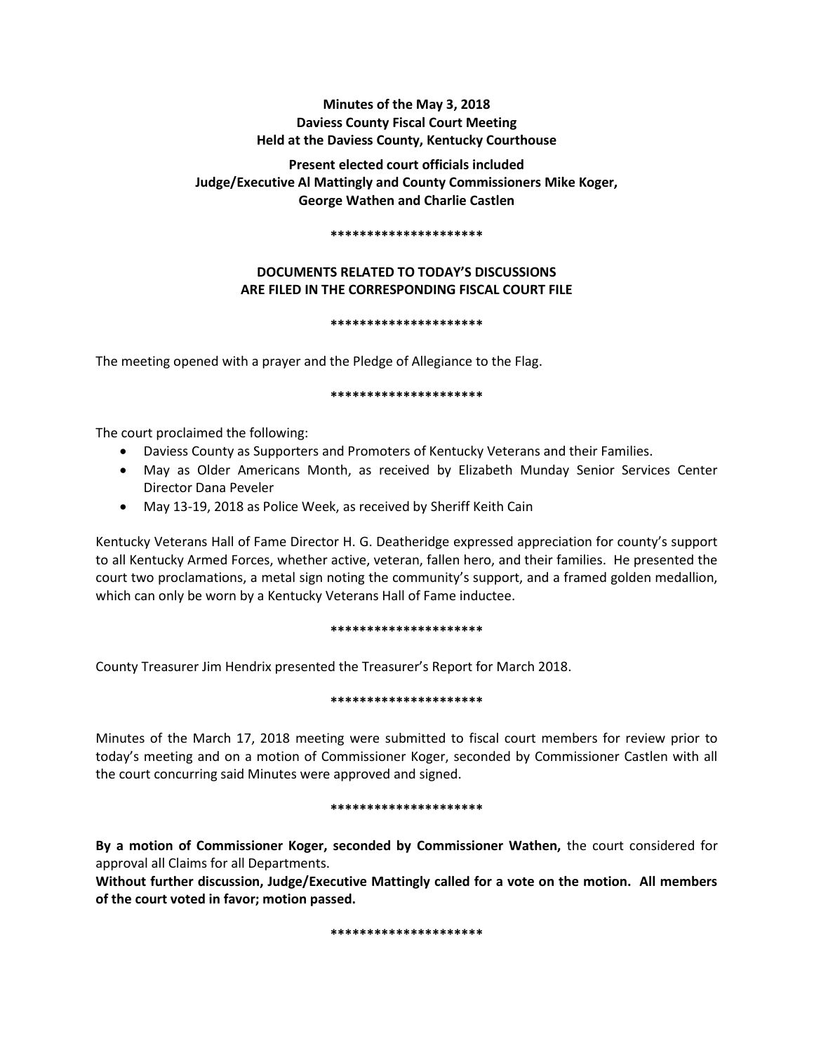**Minutes of the May 3, 2018**
**Daviess County Fiscal Court Meeting**
**Held at the Daviess County, Kentucky Courthouse**

**Present elected court officials included**
**Judge/Executive Al Mattingly and County Commissioners Mike Koger,**
**George Wathen and Charlie Castlen**

**********************

**DOCUMENTS RELATED TO TODAY'S DISCUSSIONS**
**ARE FILED IN THE CORRESPONDING FISCAL COURT FILE**

**********************

The meeting opened with a prayer and the Pledge of Allegiance to the Flag.

**********************

The court proclaimed the following:

- Daviess County as Supporters and Promoters of Kentucky Veterans and their Families.
- May as Older Americans Month, as received by Elizabeth Munday Senior Services Center Director Dana Peveler
- May 13-19, 2018 as Police Week, as received by Sheriff Keith Cain

Kentucky Veterans Hall of Fame Director H. G. Deatheridge expressed appreciation for county's support to all Kentucky Armed Forces, whether active, veteran, fallen hero, and their families. He presented the court two proclamations, a metal sign noting the community's support, and a framed golden medallion, which can only be worn by a Kentucky Veterans Hall of Fame inductee.

**********************

County Treasurer Jim Hendrix presented the Treasurer's Report for March 2018.

**********************

Minutes of the March 17, 2018 meeting were submitted to fiscal court members for review prior to today's meeting and on a motion of Commissioner Koger, seconded by Commissioner Castlen with all the court concurring said Minutes were approved and signed.

**********************

**By a motion of Commissioner Koger, seconded by Commissioner Wathen,** the court considered for approval all Claims for all Departments.

**Without further discussion, Judge/Executive Mattingly called for a vote on the motion. All members of the court voted in favor; motion passed.**

**********************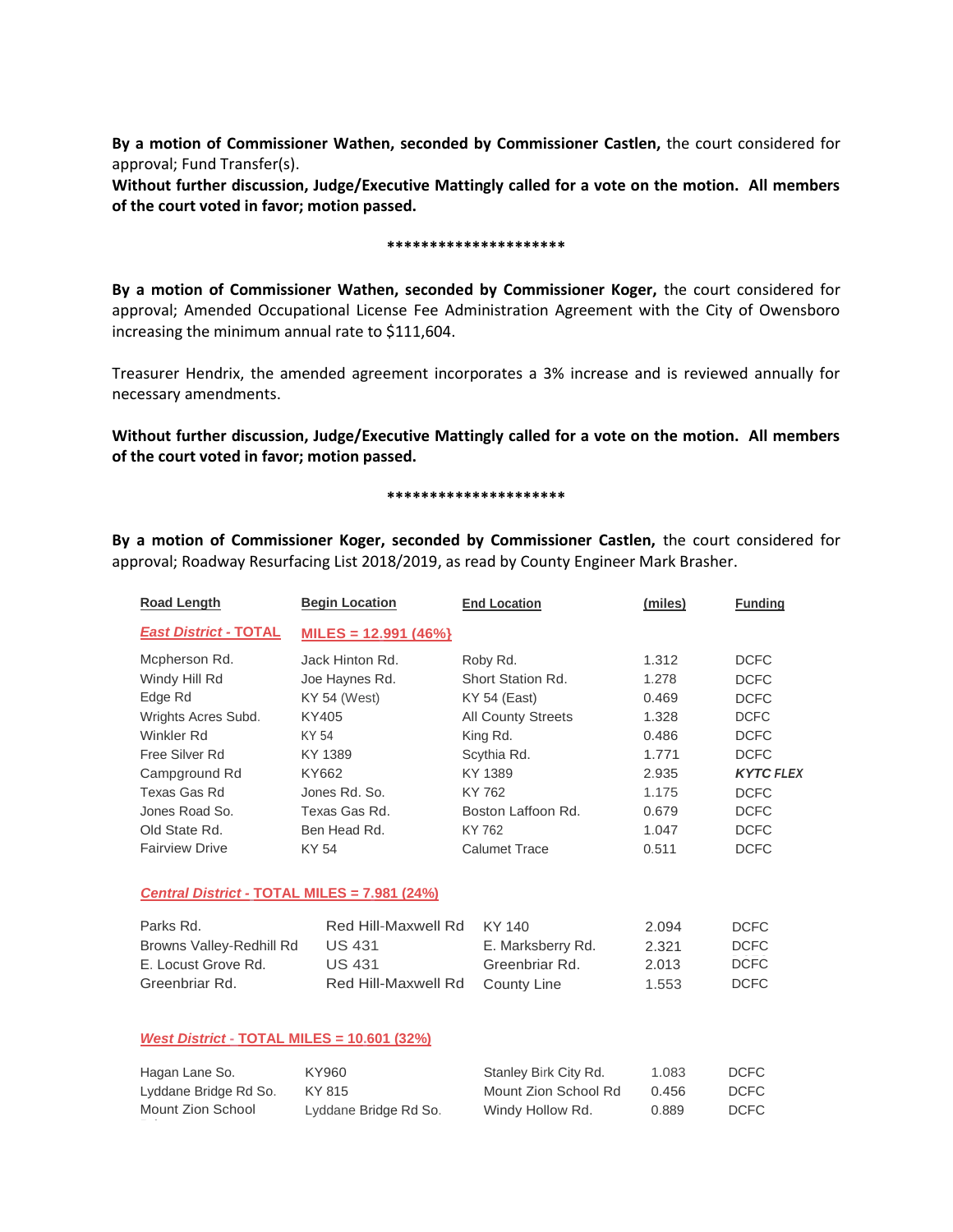**By a motion of Commissioner Wathen, seconded by Commissioner Castlen,** the court considered for approval; Fund Transfer(s).

**Without further discussion, Judge/Executive Mattingly called for a vote on the motion. All members of the court voted in favor; motion passed.**

*********************

**By a motion of Commissioner Wathen, seconded by Commissioner Koger,** the court considered for approval; Amended Occupational License Fee Administration Agreement with the City of Owensboro increasing the minimum annual rate to $111,604.

Treasurer Hendrix, the amended agreement incorporates a 3% increase and is reviewed annually for necessary amendments.

**Without further discussion, Judge/Executive Mattingly called for a vote on the motion. All members of the court voted in favor; motion passed.**

*********************

**By a motion of Commissioner Koger, seconded by Commissioner Castlen,** the court considered for approval; Roadway Resurfacing List 2018/2019, as read by County Engineer Mark Brasher.

| Road Length | Begin Location | End Location | (miles) | Funding |
|---|---|---|---|---|
| ***East District* - TOTAL** | **MILES = 12.991 (46%}** | | | |
| Mcpherson Rd. | Jack Hinton Rd. | Roby Rd. | 1.312 | DCFC |
| Windy Hill Rd | Joe Haynes Rd. | Short Station Rd. | 1.278 | DCFC |
| Edge Rd | KY 54 (West) | KY 54 (East) | 0.469 | DCFC |
| Wrights Acres Subd. | KY405 | All County Streets | 1.328 | DCFC |
| Winkler Rd | KY 54 | King Rd. | 0.486 | DCFC |
| Free Silver Rd | KY 1389 | Scythia Rd. | 1.771 | DCFC |
| Campground Rd | KY662 | KY 1389 | 2.935 | ***KYTC FLEX*** |
| Texas Gas Rd | Jones Rd. So. | KY 762 | 1.175 | DCFC |
| Jones Road So. | Texas Gas Rd. | Boston Laffoon Rd. | 0.679 | DCFC |
| Old State Rd. | Ben Head Rd. | KY 762 | 1.047 | DCFC |
| Fairview Drive | KY 54 | Calumet Trace | 0.511 | DCFC |
| ***Central District* - TOTAL MILES = 7.981 (24%)** | | | | |
| Parks Rd. | Red Hill-Maxwell Rd | KY 140 | 2.094 | DCFC |
| Browns Valley-Redhill Rd | US 431 | E. Marksberry Rd. | 2.321 | DCFC |
| E. Locust Grove Rd. | US 431 | Greenbriar Rd. | 2.013 | DCFC |
| Greenbriar Rd. | Red Hill-Maxwell Rd | County Line | 1.553 | DCFC |
| ***West District* - TOTAL MILES = 10.601 (32%)** | | | | |
| Hagan Lane So. | KY960 | Stanley Birk City Rd. | 1.083 | DCFC |
| Lyddane Bridge Rd So. | KY 815 | Mount Zion School Rd | 0.456 | DCFC |
| Mount Zion School | Lyddane Bridge Rd So. | Windy Hollow Rd. | 0.889 | DCFC |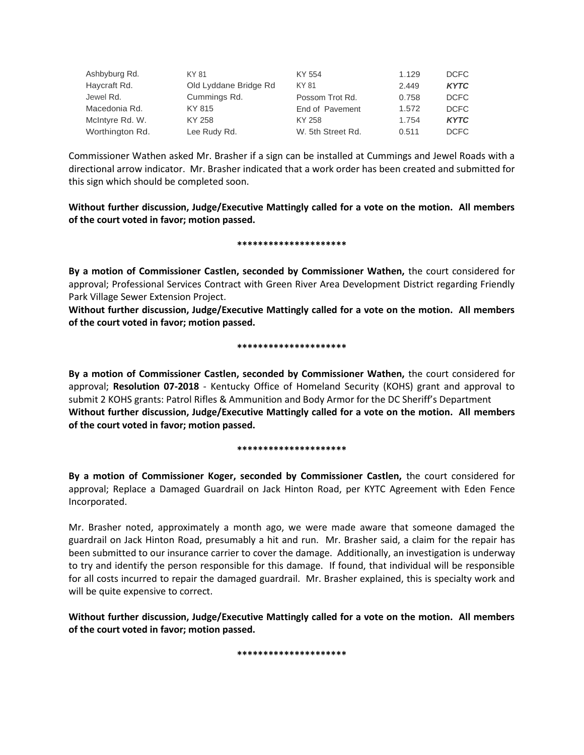| | | | | |
|---|---|---|---|---|
| Ashbyburg Rd. | KY 81 | KY 554 | 1.129 | DCFC |
| Haycraft Rd. | Old Lyddane Bridge Rd | KY 81 | 2.449 | ***KYTC*** |
| Jewel Rd. | Cummings Rd. | Possom Trot Rd. | 0.758 | DCFC |
| Macedonia Rd. | KY 815 | End of Pavement | 1.572 | DCFC |
| McIntyre Rd. W. | KY 258 | KY 258 | 1.754 | ***KYTC*** |
| Worthington Rd. | Lee Rudy Rd. | W. 5th Street Rd. | 0.511 | DCFC |

Commissioner Wathen asked Mr. Brasher if a sign can be installed at Cummings and Jewel Roads with a directional arrow indicator. Mr. Brasher indicated that a work order has been created and submitted for this sign which should be completed soon.

**Without further discussion, Judge/Executive Mattingly called for a vote on the motion. All members of the court voted in favor; motion passed.**

**********************

**By a motion of Commissioner Castlen, seconded by Commissioner Wathen,** the court considered for approval; Professional Services Contract with Green River Area Development District regarding Friendly Park Village Sewer Extension Project.

**Without further discussion, Judge/Executive Mattingly called for a vote on the motion. All members of the court voted in favor; motion passed.**

**********************

**By a motion of Commissioner Castlen, seconded by Commissioner Wathen,** the court considered for approval; **Resolution 07-2018** - Kentucky Office of Homeland Security (KOHS) grant and approval to submit 2 KOHS grants: Patrol Rifles & Ammunition and Body Armor for the DC Sheriff's Department

**Without further discussion, Judge/Executive Mattingly called for a vote on the motion. All members of the court voted in favor; motion passed.**

**********************

**By a motion of Commissioner Koger, seconded by Commissioner Castlen,** the court considered for approval; Replace a Damaged Guardrail on Jack Hinton Road, per KYTC Agreement with Eden Fence Incorporated.

Mr. Brasher noted, approximately a month ago, we were made aware that someone damaged the guardrail on Jack Hinton Road, presumably a hit and run. Mr. Brasher said, a claim for the repair has been submitted to our insurance carrier to cover the damage. Additionally, an investigation is underway to try and identify the person responsible for this damage. If found, that individual will be responsible for all costs incurred to repair the damaged guardrail. Mr. Brasher explained, this is specialty work and will be quite expensive to correct.

**Without further discussion, Judge/Executive Mattingly called for a vote on the motion. All members of the court voted in favor; motion passed.**

**********************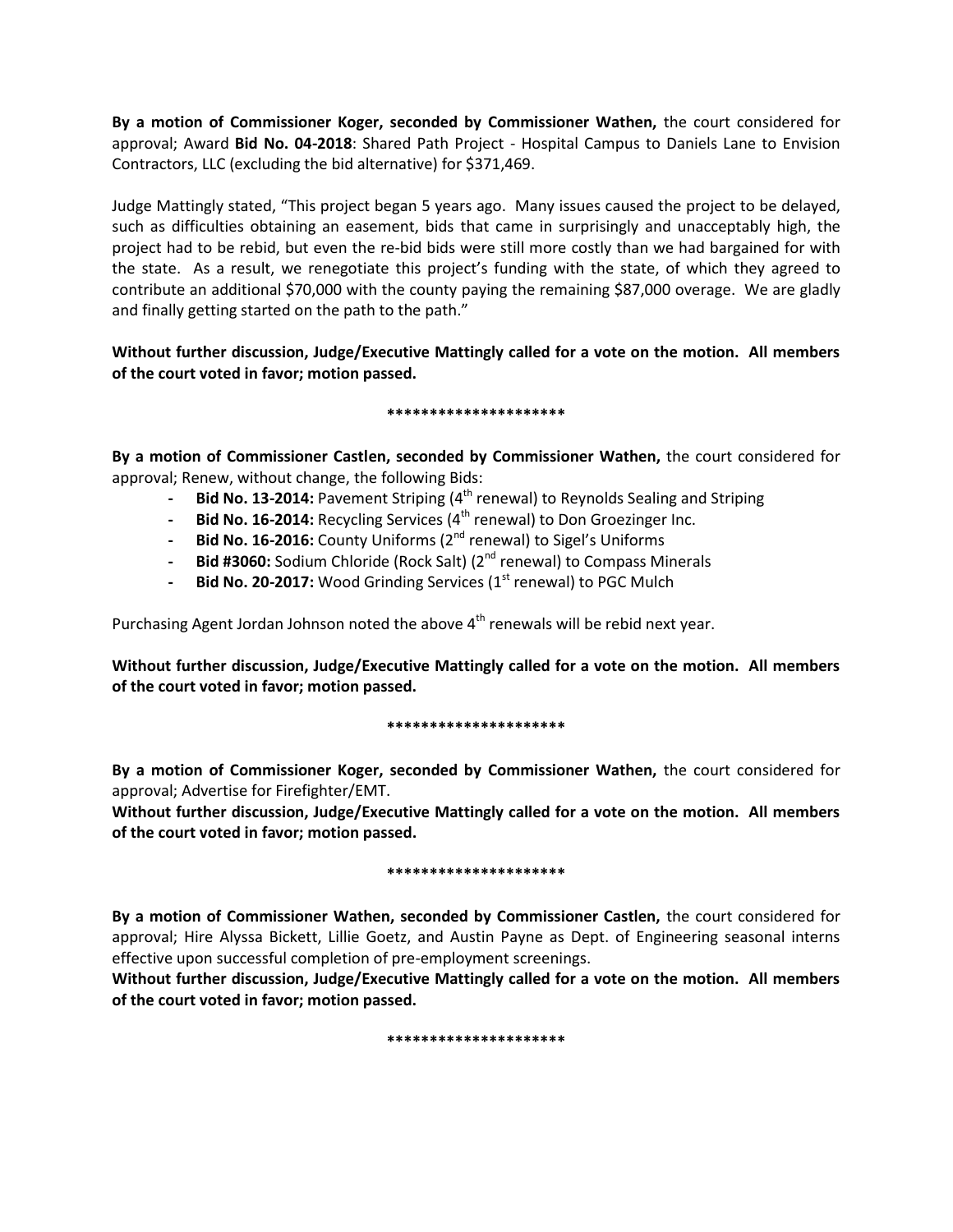**By a motion of Commissioner Koger, seconded by Commissioner Wathen,** the court considered for approval; Award **Bid No. 04-2018**: Shared Path Project - Hospital Campus to Daniels Lane to Envision Contractors, LLC (excluding the bid alternative) for $371,469.

Judge Mattingly stated, "This project began 5 years ago. Many issues caused the project to be delayed, such as difficulties obtaining an easement, bids that came in surprisingly and unacceptably high, the project had to be rebid, but even the re-bid bids were still more costly than we had bargained for with the state. As a result, we renegotiate this project's funding with the state, of which they agreed to contribute an additional $70,000 with the county paying the remaining $87,000 overage. We are gladly and finally getting started on the path to the path."

**Without further discussion, Judge/Executive Mattingly called for a vote on the motion. All members of the court voted in favor; motion passed.**

*********************

**By a motion of Commissioner Castlen, seconded by Commissioner Wathen,** the court considered for approval; Renew, without change, the following Bids:

- **Bid No. 13-2014:** Pavement Striping (4th renewal) to Reynolds Sealing and Striping
- **Bid No. 16-2014:** Recycling Services (4th renewal) to Don Groezinger Inc.
- **Bid No. 16-2016:** County Uniforms (2nd renewal) to Sigel's Uniforms
- **Bid #3060:** Sodium Chloride (Rock Salt) (2nd renewal) to Compass Minerals
- **Bid No. 20-2017:** Wood Grinding Services (1st renewal) to PGC Mulch

Purchasing Agent Jordan Johnson noted the above 4th renewals will be rebid next year.

**Without further discussion, Judge/Executive Mattingly called for a vote on the motion. All members of the court voted in favor; motion passed.**

*********************

**By a motion of Commissioner Koger, seconded by Commissioner Wathen,** the court considered for approval; Advertise for Firefighter/EMT.

**Without further discussion, Judge/Executive Mattingly called for a vote on the motion. All members of the court voted in favor; motion passed.**

*********************

**By a motion of Commissioner Wathen, seconded by Commissioner Castlen,** the court considered for approval; Hire Alyssa Bickett, Lillie Goetz, and Austin Payne as Dept. of Engineering seasonal interns effective upon successful completion of pre-employment screenings.

**Without further discussion, Judge/Executive Mattingly called for a vote on the motion. All members of the court voted in favor; motion passed.**

*********************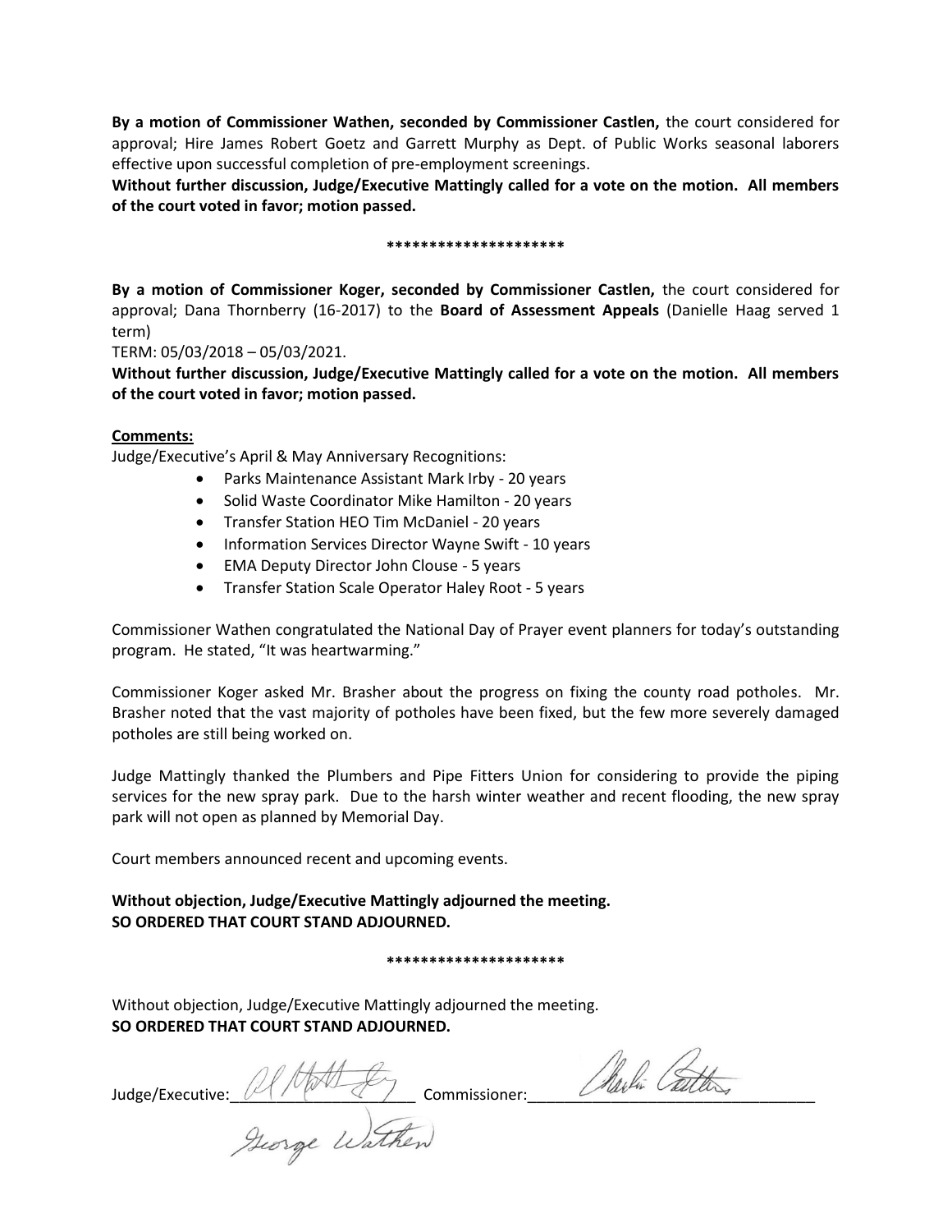**By a motion of Commissioner Wathen, seconded by Commissioner Castlen,** the court considered for approval; Hire James Robert Goetz and Garrett Murphy as Dept. of Public Works seasonal laborers effective upon successful completion of pre-employment screenings.

**Without further discussion, Judge/Executive Mattingly called for a vote on the motion. All members of the court voted in favor; motion passed.**

**\*\*\*\*\*\*\*\*\*\*\*\*\*\*\*\*\*\*\*\*\***

**By a motion of Commissioner Koger, seconded by Commissioner Castlen,** the court considered for approval; Dana Thornberry (16-2017) to the **Board of Assessment Appeals** (Danielle Haag served 1 term)

TERM: 05/03/2018 – 05/03/2021.

**Without further discussion, Judge/Executive Mattingly called for a vote on the motion. All members of the court voted in favor; motion passed.**

**Comments:**

Judge/Executive's April & May Anniversary Recognitions:

- Parks Maintenance Assistant Mark Irby - 20 years
- Solid Waste Coordinator Mike Hamilton - 20 years
- Transfer Station HEO Tim McDaniel - 20 years
- Information Services Director Wayne Swift - 10 years
- EMA Deputy Director John Clouse - 5 years
- Transfer Station Scale Operator Haley Root - 5 years

Commissioner Wathen congratulated the National Day of Prayer event planners for today's outstanding program. He stated, "It was heartwarming."

Commissioner Koger asked Mr. Brasher about the progress on fixing the county road potholes. Mr. Brasher noted that the vast majority of potholes have been fixed, but the few more severely damaged potholes are still being worked on.

Judge Mattingly thanked the Plumbers and Pipe Fitters Union for considering to provide the piping services for the new spray park. Due to the harsh winter weather and recent flooding, the new spray park will not open as planned by Memorial Day.

Court members announced recent and upcoming events.

**Without objection, Judge/Executive Mattingly adjourned the meeting.**
**SO ORDERED THAT COURT STAND ADJOURNED.**

**\*\*\*\*\*\*\*\*\*\*\*\*\*\*\*\*\*\*\*\*\***

Without objection, Judge/Executive Mattingly adjourned the meeting.
**SO ORDERED THAT COURT STAND ADJOURNED.**

Judge/Executive:\_\_\_\_\_\_\_\_\_\_\_\_\_\_\_\_\_\_\_\_ Commissioner:\_\_\_\_\_\_\_\_\_\_\_\_\_\_\_\_\_\_\_\_\_\_\_\_\_\_\_\_\_\_\_\_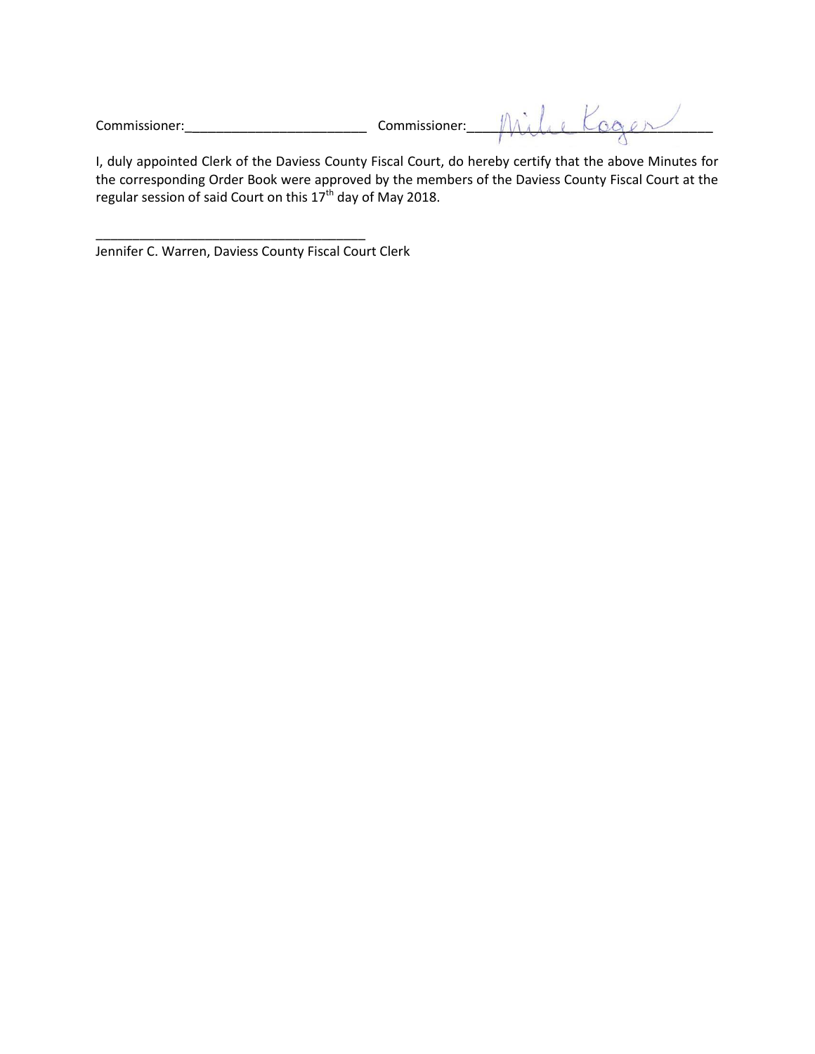Commissioner:________________________ Commissioner: Mike Koger

I, duly appointed Clerk of the Daviess County Fiscal Court, do hereby certify that the above Minutes for the corresponding Order Book were approved by the members of the Daviess County Fiscal Court at the regular session of said Court on this 17th day of May 2018.

_____________________________________

Jennifer C. Warren, Daviess County Fiscal Court Clerk